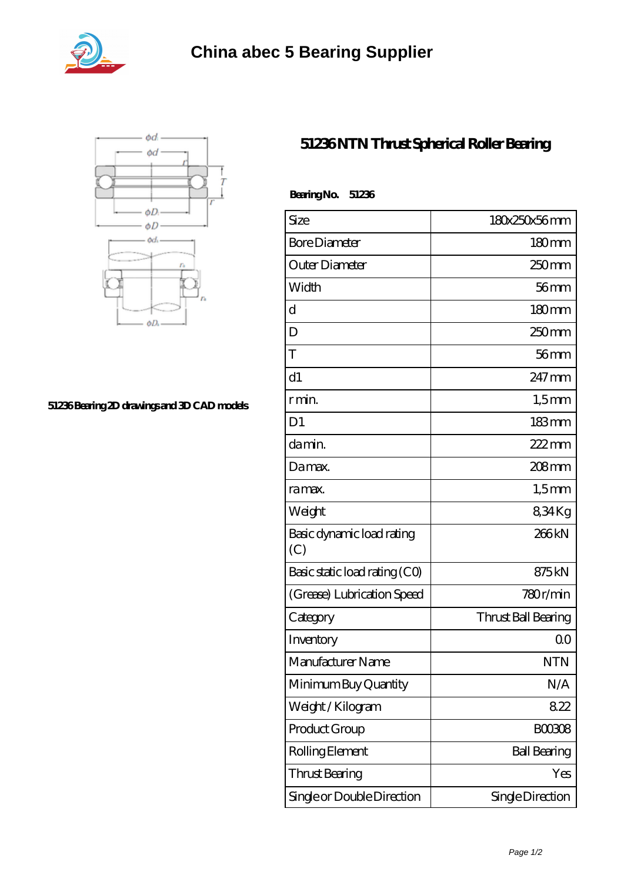# China abec 5 Bearing Supplier

51236 Bearing 2D drawings and 3D CAD models

## 51236 NTN Thrust Spherical Roller Bearing

**Bearing No. 51236**

| Size | 180x250x56 mm |
|---|---|
| Bore Diameter | 180 mm |
| Outer Diameter | 250 mm |
| Width | 56 mm |
| d | 180 mm |
| D | 250 mm |
| T | 56 mm |
| d1 | 247 mm |
| r min. | 1,5 mm |
| D1 | 183 mm |
| da min. | 222 mm |
| Da max. | 208 mm |
| ra max. | 1,5 mm |
| Weight | 8,34 Kg |
| Basic dynamic load rating (C) | 266 kN |
| Basic static load rating (C0) | 875 kN |
| (Grease) Lubrication Speed | 780 r/min |
| Category | Thrust Ball Bearing |
| Inventory | 0.0 |
| Manufacturer Name | NTN |
| Minimum Buy Quantity | N/A |
| Weight / Kilogram | 8.22 |
| Product Group | B00308 |
| Rolling Element | Ball Bearing |
| Thrust Bearing | Yes |
| Single or Double Direction | Single Direction |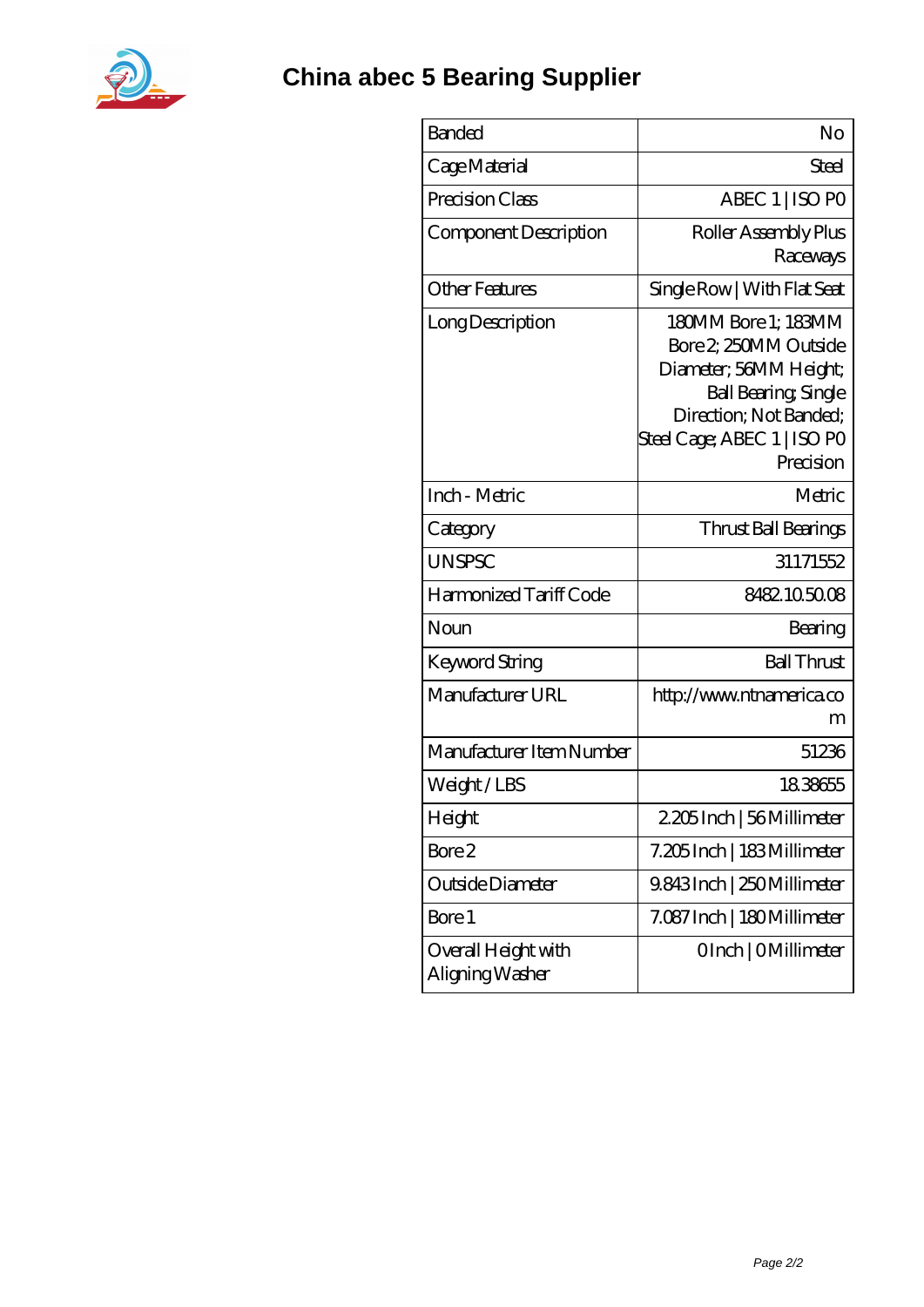# China abec 5 Bearing Supplier

| | |
|---|---|
| Banded | No |
| Cage Material | Steel |
| Precision Class | ABEC 1 \| ISO P0 |
| Component Description | Roller Assembly Plus Raceways |
| Other Features | Single Row \| With Flat Seat |
| Long Description | 180MM Bore 1; 183MM Bore 2; 250MM Outside Diameter; 56MM Height; Ball Bearing; Single Direction; Not Banded; Steel Cage; ABEC 1 \| ISO P0 Precision |
| Inch - Metric | Metric |
| Category | Thrust Ball Bearings |
| UNSPSC | 31171552 |
| Harmonized Tariff Code | 8482.10.50.08 |
| Noun | Bearing |
| Keyword String | Ball Thrust |
| Manufacturer URL | http://www.ntnamerica.com |
| Manufacturer Item Number | 51236 |
| Weight / LBS | 18.38655 |
| Height | 2.205 Inch \| 56 Millimeter |
| Bore 2 | 7.205 Inch \| 183 Millimeter |
| Outside Diameter | 9.843 Inch \| 250 Millimeter |
| Bore 1 | 7.087 Inch \| 180 Millimeter |
| Overall Height with Aligning Washer | 0 Inch \| 0 Millimeter |